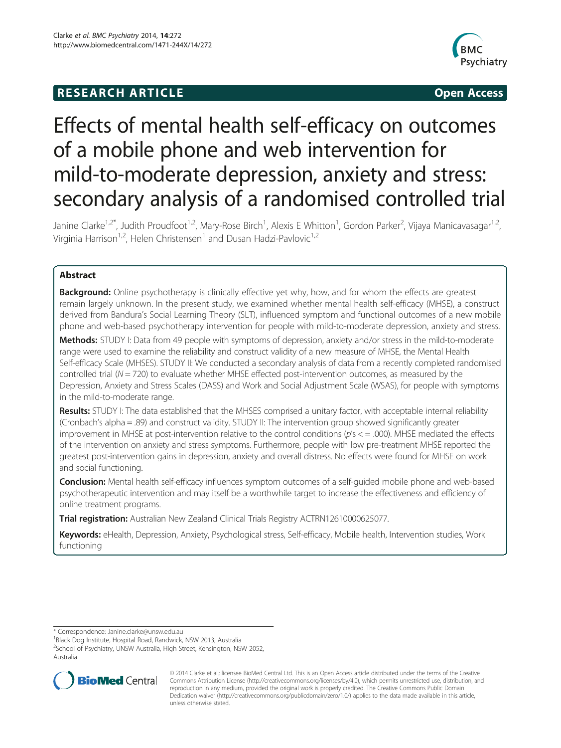**RESEARCH ARTICLE** **Open Access**

# Effects of mental health self-efficacy on outcomes of a mobile phone and web intervention for mild-to-moderate depression, anxiety and stress: secondary analysis of a randomised controlled trial

Janine Clarke[1,2*], Judith Proudfoot[1,2], Mary-Rose Birch[1], Alexis E Whitton[1], Gordon Parker[2], Vijaya Manicavasagar[1,2], Virginia Harrison[1,2], Helen Christensen[1] and Dusan Hadzi-Pavlovic[1,2]

## Abstract

**Background:** Online psychotherapy is clinically effective yet why, how, and for whom the effects are greatest remain largely unknown. In the present study, we examined whether mental health self-efficacy (MHSE), a construct derived from Bandura's Social Learning Theory (SLT), influenced symptom and functional outcomes of a new mobile phone and web-based psychotherapy intervention for people with mild-to-moderate depression, anxiety and stress.

**Methods:** STUDY I: Data from 49 people with symptoms of depression, anxiety and/or stress in the mild-to-moderate range were used to examine the reliability and construct validity of a new measure of MHSE, the Mental Health Self-efficacy Scale (MHSES). STUDY II: We conducted a secondary analysis of data from a recently completed randomised controlled trial ($N = 720$) to evaluate whether MHSE effected post-intervention outcomes, as measured by the Depression, Anxiety and Stress Scales (DASS) and Work and Social Adjustment Scale (WSAS), for people with symptoms in the mild-to-moderate range.

**Results:** STUDY I: The data established that the MHSES comprised a unitary factor, with acceptable internal reliability (Cronbach's alpha = .89) and construct validity. STUDY II: The intervention group showed significantly greater improvement in MHSE at post-intervention relative to the control conditions ($p$'s < = .000). MHSE mediated the effects of the intervention on anxiety and stress symptoms. Furthermore, people with low pre-treatment MHSE reported the greatest post-intervention gains in depression, anxiety and overall distress. No effects were found for MHSE on work and social functioning.

**Conclusion:** Mental health self-efficacy influences symptom outcomes of a self-guided mobile phone and web-based psychotherapeutic intervention and may itself be a worthwhile target to increase the effectiveness and efficiency of online treatment programs.

**Trial registration:** Australian New Zealand Clinical Trials Registry ACTRN12610000625077.

**Keywords:** eHealth, Depression, Anxiety, Psychological stress, Self-efficacy, Mobile health, Intervention studies, Work functioning

\* Correspondence: Janine.clarke@unsw.edu.au
[1]Black Dog Institute, Hospital Road, Randwick, NSW 2013, Australia
[2]School of Psychiatry, UNSW Australia, High Street, Kensington, NSW 2052, Australia

© 2014 Clarke et al.; licensee BioMed Central Ltd. This is an Open Access article distributed under the terms of the Creative Commons Attribution License (http://creativecommons.org/licenses/by/4.0), which permits unrestricted use, distribution, and reproduction in any medium, provided the original work is properly credited. The Creative Commons Public Domain Dedication waiver (http://creativecommons.org/publicdomain/zero/1.0/) applies to the data made available in this article, unless otherwise stated.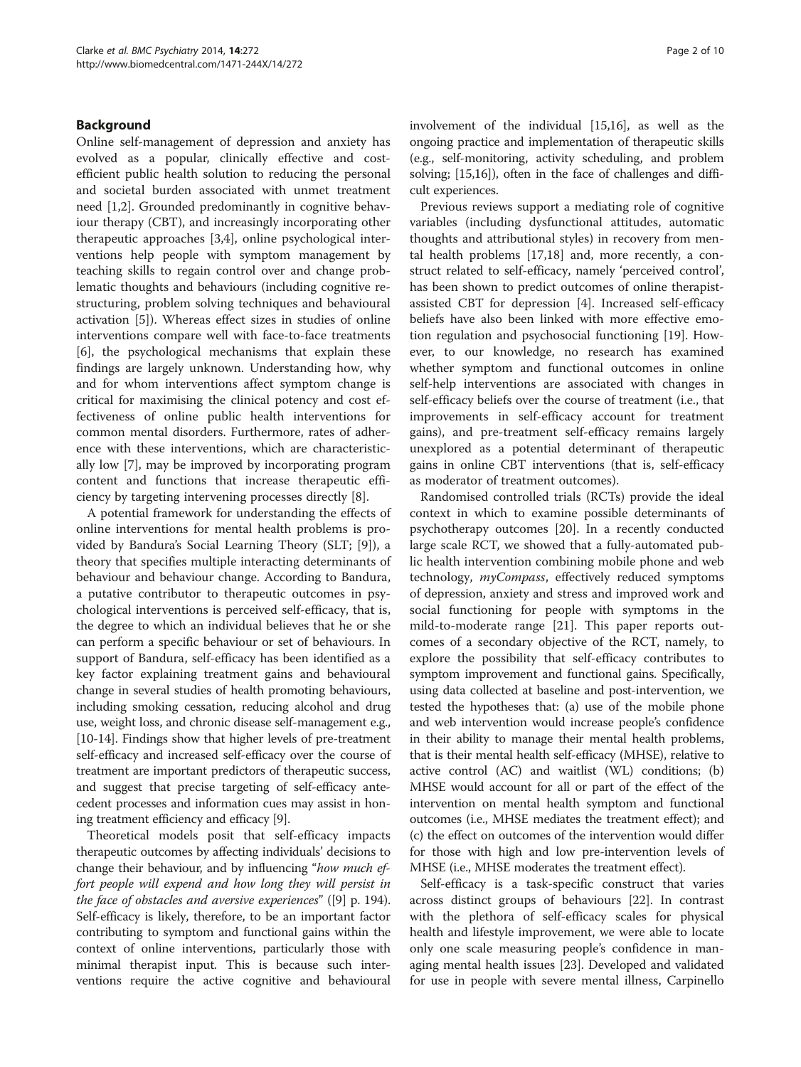## Background

Online self-management of depression and anxiety has evolved as a popular, clinically effective and cost-efficient public health solution to reducing the personal and societal burden associated with unmet treatment need [1,2]. Grounded predominantly in cognitive behaviour therapy (CBT), and increasingly incorporating other therapeutic approaches [3,4], online psychological interventions help people with symptom management by teaching skills to regain control over and change problematic thoughts and behaviours (including cognitive restructuring, problem solving techniques and behavioural activation [5]). Whereas effect sizes in studies of online interventions compare well with face-to-face treatments [6], the psychological mechanisms that explain these findings are largely unknown. Understanding how, why and for whom interventions affect symptom change is critical for maximising the clinical potency and cost effectiveness of online public health interventions for common mental disorders. Furthermore, rates of adherence with these interventions, which are characteristically low [7], may be improved by incorporating program content and functions that increase therapeutic efficiency by targeting intervening processes directly [8].

A potential framework for understanding the effects of online interventions for mental health problems is provided by Bandura's Social Learning Theory (SLT; [9]), a theory that specifies multiple interacting determinants of behaviour and behaviour change. According to Bandura, a putative contributor to therapeutic outcomes in psychological interventions is perceived self-efficacy, that is, the degree to which an individual believes that he or she can perform a specific behaviour or set of behaviours. In support of Bandura, self-efficacy has been identified as a key factor explaining treatment gains and behavioural change in several studies of health promoting behaviours, including smoking cessation, reducing alcohol and drug use, weight loss, and chronic disease self-management e.g., [10-14]. Findings show that higher levels of pre-treatment self-efficacy and increased self-efficacy over the course of treatment are important predictors of therapeutic success, and suggest that precise targeting of self-efficacy antecedent processes and information cues may assist in honing treatment efficiency and efficacy [9].

Theoretical models posit that self-efficacy impacts therapeutic outcomes by affecting individuals' decisions to change their behaviour, and by influencing "*how much effort people will expend and how long they will persist in the face of obstacles and aversive experiences*" ([9] p. 194). Self-efficacy is likely, therefore, to be an important factor contributing to symptom and functional gains within the context of online interventions, particularly those with minimal therapist input. This is because such interventions require the active cognitive and behavioural involvement of the individual [15,16], as well as the ongoing practice and implementation of therapeutic skills (e.g., self-monitoring, activity scheduling, and problem solving; [15,16]), often in the face of challenges and difficult experiences.

Previous reviews support a mediating role of cognitive variables (including dysfunctional attitudes, automatic thoughts and attributional styles) in recovery from mental health problems [17,18] and, more recently, a construct related to self-efficacy, namely 'perceived control', has been shown to predict outcomes of online therapist-assisted CBT for depression [4]. Increased self-efficacy beliefs have also been linked with more effective emotion regulation and psychosocial functioning [19]. However, to our knowledge, no research has examined whether symptom and functional outcomes in online self-help interventions are associated with changes in self-efficacy beliefs over the course of treatment (i.e., that improvements in self-efficacy account for treatment gains), and pre-treatment self-efficacy remains largely unexplored as a potential determinant of therapeutic gains in online CBT interventions (that is, self-efficacy as moderator of treatment outcomes).

Randomised controlled trials (RCTs) provide the ideal context in which to examine possible determinants of psychotherapy outcomes [20]. In a recently conducted large scale RCT, we showed that a fully-automated public health intervention combining mobile phone and web technology, *myCompass*, effectively reduced symptoms of depression, anxiety and stress and improved work and social functioning for people with symptoms in the mild-to-moderate range [21]. This paper reports outcomes of a secondary objective of the RCT, namely, to explore the possibility that self-efficacy contributes to symptom improvement and functional gains. Specifically, using data collected at baseline and post-intervention, we tested the hypotheses that: (a) use of the mobile phone and web intervention would increase people's confidence in their ability to manage their mental health problems, that is their mental health self-efficacy (MHSE), relative to active control (AC) and waitlist (WL) conditions; (b) MHSE would account for all or part of the effect of the intervention on mental health symptom and functional outcomes (i.e., MHSE mediates the treatment effect); and (c) the effect on outcomes of the intervention would differ for those with high and low pre-intervention levels of MHSE (i.e., MHSE moderates the treatment effect).

Self-efficacy is a task-specific construct that varies across distinct groups of behaviours [22]. In contrast with the plethora of self-efficacy scales for physical health and lifestyle improvement, we were able to locate only one scale measuring people's confidence in managing mental health issues [23]. Developed and validated for use in people with severe mental illness, Carpinello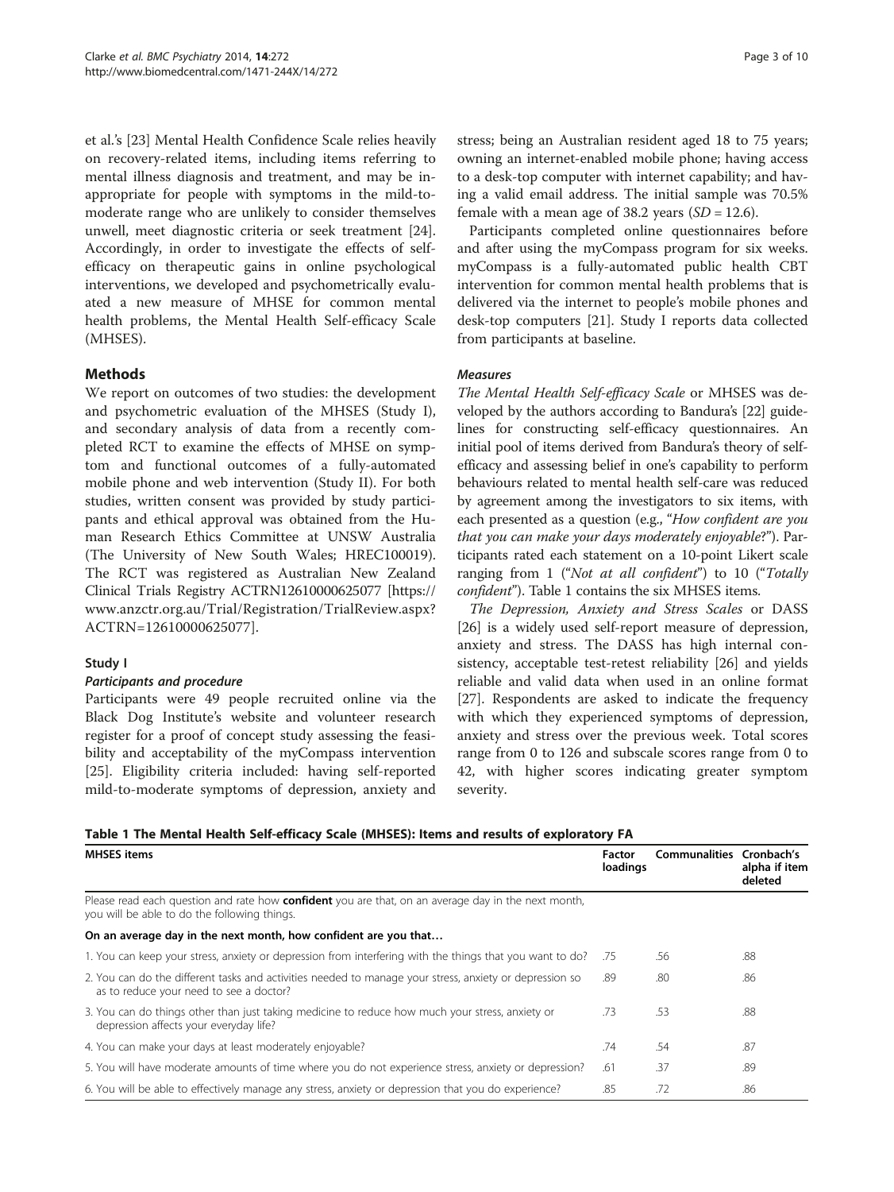et al.'s [23] Mental Health Confidence Scale relies heavily on recovery-related items, including items referring to mental illness diagnosis and treatment, and may be inappropriate for people with symptoms in the mild-to-moderate range who are unlikely to consider themselves unwell, meet diagnostic criteria or seek treatment [24]. Accordingly, in order to investigate the effects of self-efficacy on therapeutic gains in online psychological interventions, we developed and psychometrically evaluated a new measure of MHSE for common mental health problems, the Mental Health Self-efficacy Scale (MHSES).

## Methods

We report on outcomes of two studies: the development and psychometric evaluation of the MHSES (Study I), and secondary analysis of data from a recently completed RCT to examine the effects of MHSE on symptom and functional outcomes of a fully-automated mobile phone and web intervention (Study II). For both studies, written consent was provided by study participants and ethical approval was obtained from the Human Research Ethics Committee at UNSW Australia (The University of New South Wales; HREC100019). The RCT was registered as Australian New Zealand Clinical Trials Registry ACTRN12610000625077 [https://www.anzctr.org.au/Trial/Registration/TrialReview.aspx?ACTRN=12610000625077].

### Study I

#### *Participants and procedure*

Participants were 49 people recruited online via the Black Dog Institute's website and volunteer research register for a proof of concept study assessing the feasibility and acceptability of the myCompass intervention [25]. Eligibility criteria included: having self-reported mild-to-moderate symptoms of depression, anxiety and stress; being an Australian resident aged 18 to 75 years; owning an internet-enabled mobile phone; having access to a desk-top computer with internet capability; and having a valid email address. The initial sample was 70.5% female with a mean age of 38.2 years ($SD$ = 12.6).

Participants completed online questionnaires before and after using the myCompass program for six weeks. myCompass is a fully-automated public health CBT intervention for common mental health problems that is delivered via the internet to people's mobile phones and desk-top computers [21]. Study I reports data collected from participants at baseline.

#### *Measures*

*The Mental Health Self-efficacy Scale* or MHSES was developed by the authors according to Bandura's [22] guidelines for constructing self-efficacy questionnaires. An initial pool of items derived from Bandura's theory of self-efficacy and assessing belief in one's capability to perform behaviours related to mental health self-care was reduced by agreement among the investigators to six items, with each presented as a question (e.g., "*How confident are you that you can make your days moderately enjoyable*?"). Participants rated each statement on a 10-point Likert scale ranging from 1 ("*Not at all confident*") to 10 ("*Totally confident*"). Table 1 contains the six MHSES items.

*The Depression, Anxiety and Stress Scales* or DASS [26] is a widely used self-report measure of depression, anxiety and stress. The DASS has high internal consistency, acceptable test-retest reliability [26] and yields reliable and valid data when used in an online format [27]. Respondents are asked to indicate the frequency with which they experienced symptoms of depression, anxiety and stress over the previous week. Total scores range from 0 to 126 and subscale scores range from 0 to 42, with higher scores indicating greater symptom severity.

**Table 1 The Mental Health Self-efficacy Scale (MHSES): Items and results of exploratory FA**

| MHSES items | Factor loadings | Communalities | Cronbach's alpha if item deleted |
|---|---|---|---|
| Please read each question and rate how **confident** you are that, on an average day in the next month, you will be able to do the following things. | | | |
| **On an average day in the next month, how confident are you that…** | | | |
| 1. You can keep your stress, anxiety or depression from interfering with the things that you want to do? | .75 | .56 | .88 |
| 2. You can do the different tasks and activities needed to manage your stress, anxiety or depression so as to reduce your need to see a doctor? | .89 | .80 | .86 |
| 3. You can do things other than just taking medicine to reduce how much your stress, anxiety or depression affects your everyday life? | .73 | .53 | .88 |
| 4. You can make your days at least moderately enjoyable? | .74 | .54 | .87 |
| 5. You will have moderate amounts of time where you do not experience stress, anxiety or depression? | .61 | .37 | .89 |
| 6. You will be able to effectively manage any stress, anxiety or depression that you do experience? | .85 | .72 | .86 |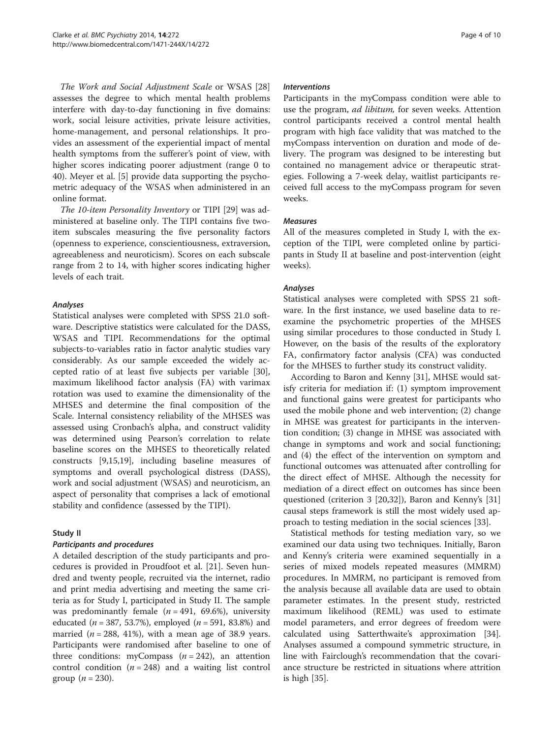*The Work and Social Adjustment Scale* or WSAS [28] assesses the degree to which mental health problems interfere with day-to-day functioning in five domains: work, social leisure activities, private leisure activities, home-management, and personal relationships. It provides an assessment of the experiential impact of mental health symptoms from the sufferer's point of view, with higher scores indicating poorer adjustment (range 0 to 40). Meyer et al. [5] provide data supporting the psychometric adequacy of the WSAS when administered in an online format.

*The 10-item Personality Inventory* or TIPI [29] was administered at baseline only. The TIPI contains five two-item subscales measuring the five personality factors (openness to experience, conscientiousness, extraversion, agreeableness and neuroticism). Scores on each subscale range from 2 to 14, with higher scores indicating higher levels of each trait.

#### Analyses

Statistical analyses were completed with SPSS 21.0 software. Descriptive statistics were calculated for the DASS, WSAS and TIPI. Recommendations for the optimal subjects-to-variables ratio in factor analytic studies vary considerably. As our sample exceeded the widely accepted ratio of at least five subjects per variable [30], maximum likelihood factor analysis (FA) with varimax rotation was used to examine the dimensionality of the MHSES and determine the final composition of the Scale. Internal consistency reliability of the MHSES was assessed using Cronbach's alpha, and construct validity was determined using Pearson's correlation to relate baseline scores on the MHSES to theoretically related constructs [9,15,19], including baseline measures of symptoms and overall psychological distress (DASS), work and social adjustment (WSAS) and neuroticism, an aspect of personality that comprises a lack of emotional stability and confidence (assessed by the TIPI).

### Study II

#### Participants and procedures

A detailed description of the study participants and procedures is provided in Proudfoot et al. [21]. Seven hundred and twenty people, recruited via the internet, radio and print media advertising and meeting the same criteria as for Study I, participated in Study II. The sample was predominantly female ($n = 491$, 69.6%), university educated ($n = 387$, 53.7%), employed ($n = 591$, 83.8%) and married ($n = 288$, 41%), with a mean age of 38.9 years. Participants were randomised after baseline to one of three conditions: myCompass ($n = 242$), an attention control condition ($n = 248$) and a waiting list control group ($n = 230$).

#### Interventions

Participants in the myCompass condition were able to use the program, *ad libitum,* for seven weeks. Attention control participants received a control mental health program with high face validity that was matched to the myCompass intervention on duration and mode of delivery. The program was designed to be interesting but contained no management advice or therapeutic strategies. Following a 7-week delay, waitlist participants received full access to the myCompass program for seven weeks.

#### Measures

All of the measures completed in Study I, with the exception of the TIPI, were completed online by participants in Study II at baseline and post-intervention (eight weeks).

#### Analyses

Statistical analyses were completed with SPSS 21 software. In the first instance, we used baseline data to re-examine the psychometric properties of the MHSES using similar procedures to those conducted in Study I. However, on the basis of the results of the exploratory FA, confirmatory factor analysis (CFA) was conducted for the MHSES to further study its construct validity.

According to Baron and Kenny [31], MHSE would satisfy criteria for mediation if: (1) symptom improvement and functional gains were greatest for participants who used the mobile phone and web intervention; (2) change in MHSE was greatest for participants in the intervention condition; (3) change in MHSE was associated with change in symptoms and work and social functioning; and (4) the effect of the intervention on symptom and functional outcomes was attenuated after controlling for the direct effect of MHSE. Although the necessity for mediation of a direct effect on outcomes has since been questioned (criterion 3 [20,32]), Baron and Kenny's [31] causal steps framework is still the most widely used approach to testing mediation in the social sciences [33].

Statistical methods for testing mediation vary, so we examined our data using two techniques. Initially, Baron and Kenny's criteria were examined sequentially in a series of mixed models repeated measures (MMRM) procedures. In MMRM, no participant is removed from the analysis because all available data are used to obtain parameter estimates. In the present study, restricted maximum likelihood (REML) was used to estimate model parameters, and error degrees of freedom were calculated using Satterthwaite's approximation [34]. Analyses assumed a compound symmetric structure, in line with Fairclough's recommendation that the covariance structure be restricted in situations where attrition is high [35].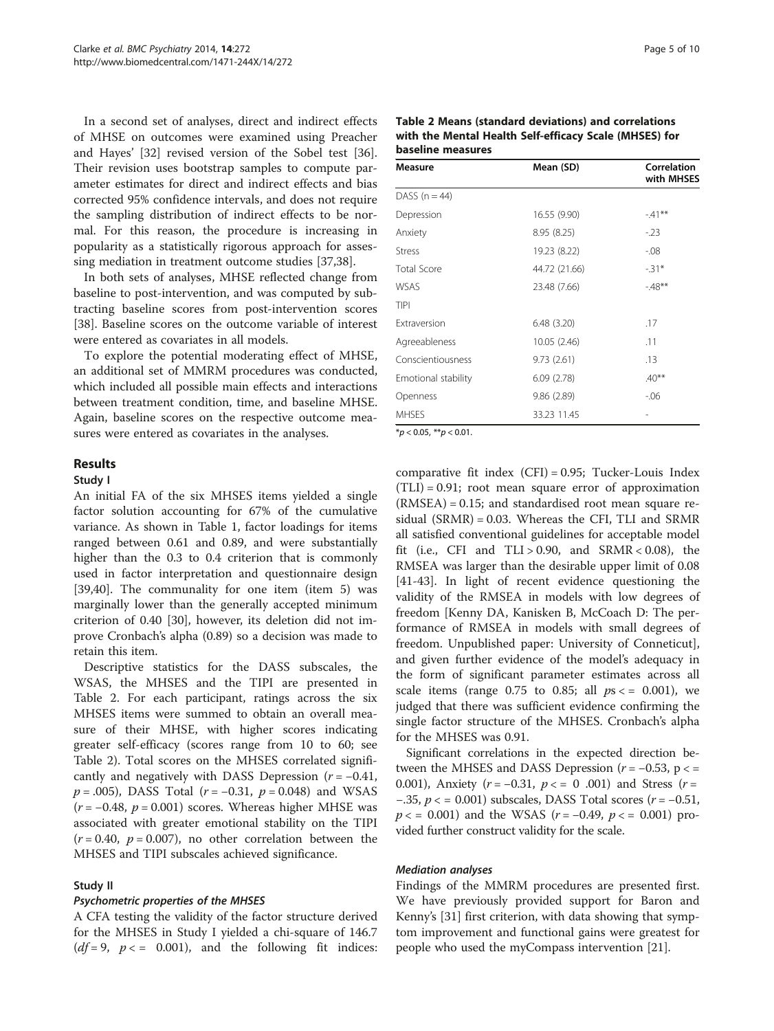In a second set of analyses, direct and indirect effects of MHSE on outcomes were examined using Preacher and Hayes' [32] revised version of the Sobel test [36]. Their revision uses bootstrap samples to compute parameter estimates for direct and indirect effects and bias corrected 95% confidence intervals, and does not require the sampling distribution of indirect effects to be normal. For this reason, the procedure is increasing in popularity as a statistically rigorous approach for assessing mediation in treatment outcome studies [37,38].

In both sets of analyses, MHSE reflected change from baseline to post-intervention, and was computed by subtracting baseline scores from post-intervention scores [38]. Baseline scores on the outcome variable of interest were entered as covariates in all models.

To explore the potential moderating effect of MHSE, an additional set of MMRM procedures was conducted, which included all possible main effects and interactions between treatment condition, time, and baseline MHSE. Again, baseline scores on the respective outcome measures were entered as covariates in the analyses.

## Results

### Study I

An initial FA of the six MHSES items yielded a single factor solution accounting for 67% of the cumulative variance. As shown in Table 1, factor loadings for items ranged between 0.61 and 0.89, and were substantially higher than the 0.3 to 0.4 criterion that is commonly used in factor interpretation and questionnaire design [39,40]. The communality for one item (item 5) was marginally lower than the generally accepted minimum criterion of 0.40 [30], however, its deletion did not improve Cronbach's alpha (0.89) so a decision was made to retain this item.

Descriptive statistics for the DASS subscales, the WSAS, the MHSES and the TIPI are presented in Table 2. For each participant, ratings across the six MHSES items were summed to obtain an overall measure of their MHSE, with higher scores indicating greater self-efficacy (scores range from 10 to 60; see Table 2). Total scores on the MHSES correlated significantly and negatively with DASS Depression ($r = -0.41$, $p = .005$), DASS Total ($r = -0.31$, $p = 0.048$) and WSAS ($r = -0.48$, $p = 0.001$) scores. Whereas higher MHSE was associated with greater emotional stability on the TIPI ($r = 0.40$, $p = 0.007$), no other correlation between the MHSES and TIPI subscales achieved significance.

**Table 2 Means (standard deviations) and correlations with the Mental Health Self-efficacy Scale (MHSES) for baseline measures**

| Measure | Mean (SD) | Correlation with MHSES |
|---|---|---|
| DASS (n = 44) | | |
| Depression | 16.55 (9.90) | -.41** |
| Anxiety | 8.95 (8.25) | -.23 |
| Stress | 19.23 (8.22) | -.08 |
| Total Score | 44.72 (21.66) | -.31* |
| WSAS | 23.48 (7.66) | -.48** |
| TIPI | | |
| Extraversion | 6.48 (3.20) | .17 |
| Agreeableness | 10.05 (2.46) | .11 |
| Conscientiousness | 9.73 (2.61) | .13 |
| Emotional stability | 6.09 (2.78) | .40** |
| Openness | 9.86 (2.89) | -.06 |
| MHSES | 33.23 11.45 | - |

*$p < 0.05$, **$p < 0.01$.

### Study II

#### *Psychometric properties of the MHSES*

A CFA testing the validity of the factor structure derived for the MHSES in Study I yielded a chi-square of 146.7 ($df = 9$, $p <= 0.001$), and the following fit indices: comparative fit index (CFI) = 0.95; Tucker-Louis Index (TLI) = 0.91; root mean square error of approximation (RMSEA) = 0.15; and standardised root mean square residual (SRMR) = 0.03. Whereas the CFI, TLI and SRMR all satisfied conventional guidelines for acceptable model fit (i.e., CFI and TLI > 0.90, and SRMR < 0.08), the RMSEA was larger than the desirable upper limit of 0.08 [41-43]. In light of recent evidence questioning the validity of the RMSEA in models with low degrees of freedom [Kenny DA, Kanisken B, McCoach D: The performance of RMSEA in models with small degrees of freedom. Unpublished paper: University of Conneticut], and given further evidence of the model's adequacy in the form of significant parameter estimates across all scale items (range 0.75 to 0.85; all $ps <= 0.001$), we judged that there was sufficient evidence confirming the single factor structure of the MHSES. Cronbach's alpha for the MHSES was 0.91.

Significant correlations in the expected direction between the MHSES and DASS Depression ($r = -0.53$, $p <= 0.001$), Anxiety ($r = -0.31$, $p <= 0.001$) and Stress ($r = -.35$, $p <= 0.001$) subscales, DASS Total scores ($r = -0.51$, $p <= 0.001$) and the WSAS ($r = -0.49$, $p <= 0.001$) provided further construct validity for the scale.

#### *Mediation analyses*

Findings of the MMRM procedures are presented first. We have previously provided support for Baron and Kenny's [31] first criterion, with data showing that symptom improvement and functional gains were greatest for people who used the myCompass intervention [21].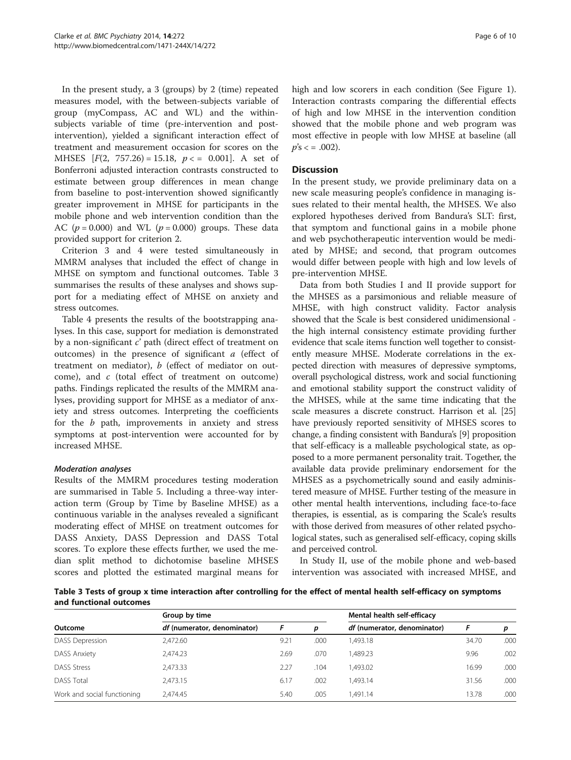In the present study, a 3 (groups) by 2 (time) repeated measures model, with the between-subjects variable of group (myCompass, AC and WL) and the within-subjects variable of time (pre-intervention and post-intervention), yielded a significant interaction effect of treatment and measurement occasion for scores on the MHSES [$F(2, 757.26) = 15.18$, $p <= 0.001$]. A set of Bonferroni adjusted interaction contrasts constructed to estimate between group differences in mean change from baseline to post-intervention showed significantly greater improvement in MHSE for participants in the mobile phone and web intervention condition than the AC ($p = 0.000$) and WL ($p = 0.000$) groups. These data provided support for criterion 2.

Criterion 3 and 4 were tested simultaneously in MMRM analyses that included the effect of change in MHSE on symptom and functional outcomes. Table 3 summarises the results of these analyses and shows support for a mediating effect of MHSE on anxiety and stress outcomes.

Table 4 presents the results of the bootstrapping analyses. In this case, support for mediation is demonstrated by a non-significant $c'$ path (direct effect of treatment on outcomes) in the presence of significant $a$ (effect of treatment on mediator), $b$ (effect of mediator on outcome), and $c$ (total effect of treatment on outcome) paths. Findings replicated the results of the MMRM analyses, providing support for MHSE as a mediator of anxiety and stress outcomes. Interpreting the coefficients for the $b$ path, improvements in anxiety and stress symptoms at post-intervention were accounted for by increased MHSE.

### *Moderation analyses*

Results of the MMRM procedures testing moderation are summarised in Table 5. Including a three-way interaction term (Group by Time by Baseline MHSE) as a continuous variable in the analyses revealed a significant moderating effect of MHSE on treatment outcomes for DASS Anxiety, DASS Depression and DASS Total scores. To explore these effects further, we used the median split method to dichotomise baseline MHSES scores and plotted the estimated marginal means for high and low scorers in each condition (See Figure 1). Interaction contrasts comparing the differential effects of high and low MHSE in the intervention condition showed that the mobile phone and web program was most effective in people with low MHSE at baseline (all $p$'s $<= .002$).

## Discussion

In the present study, we provide preliminary data on a new scale measuring people's confidence in managing issues related to their mental health, the MHSES. We also explored hypotheses derived from Bandura's SLT: first, that symptom and functional gains in a mobile phone and web psychotherapeutic intervention would be mediated by MHSE; and second, that program outcomes would differ between people with high and low levels of pre-intervention MHSE.

Data from both Studies I and II provide support for the MHSES as a parsimonious and reliable measure of MHSE, with high construct validity. Factor analysis showed that the Scale is best considered unidimensional - the high internal consistency estimate providing further evidence that scale items function well together to consistently measure MHSE. Moderate correlations in the expected direction with measures of depressive symptoms, overall psychological distress, work and social functioning and emotional stability support the construct validity of the MHSES, while at the same time indicating that the scale measures a discrete construct. Harrison et al. [25] have previously reported sensitivity of MHSES scores to change, a finding consistent with Bandura's [9] proposition that self-efficacy is a malleable psychological state, as opposed to a more permanent personality trait. Together, the available data provide preliminary endorsement for the MHSES as a psychometrically sound and easily administered measure of MHSE. Further testing of the measure in other mental health interventions, including face-to-face therapies, is essential, as is comparing the Scale's results with those derived from measures of other related psychological states, such as generalised self-efficacy, coping skills and perceived control.

In Study II, use of the mobile phone and web-based intervention was associated with increased MHSE, and

**Table 3 Tests of group x time interaction after controlling for the effect of mental health self-efficacy on symptoms and functional outcomes**

| | Group by time | | | Mental health self-efficacy | | |
|---|---|---|---|---|---|---|
| Outcome | *df* (numerator, denominator) | *F* | *p* | *df* (numerator, denominator) | *F* | *p* |
| DASS Depression | 2,472.60 | 9.21 | .000 | 1,493.18 | 34.70 | .000 |
| DASS Anxiety | 2,474.23 | 2.69 | .070 | 1,489.23 | 9.96 | .002 |
| DASS Stress | 2,473.33 | 2.27 | .104 | 1,493.02 | 16.99 | .000 |
| DASS Total | 2,473.15 | 6.17 | .002 | 1,493.14 | 31.56 | .000 |
| Work and social functioning | 2,474.45 | 5.40 | .005 | 1,491.14 | 13.78 | .000 |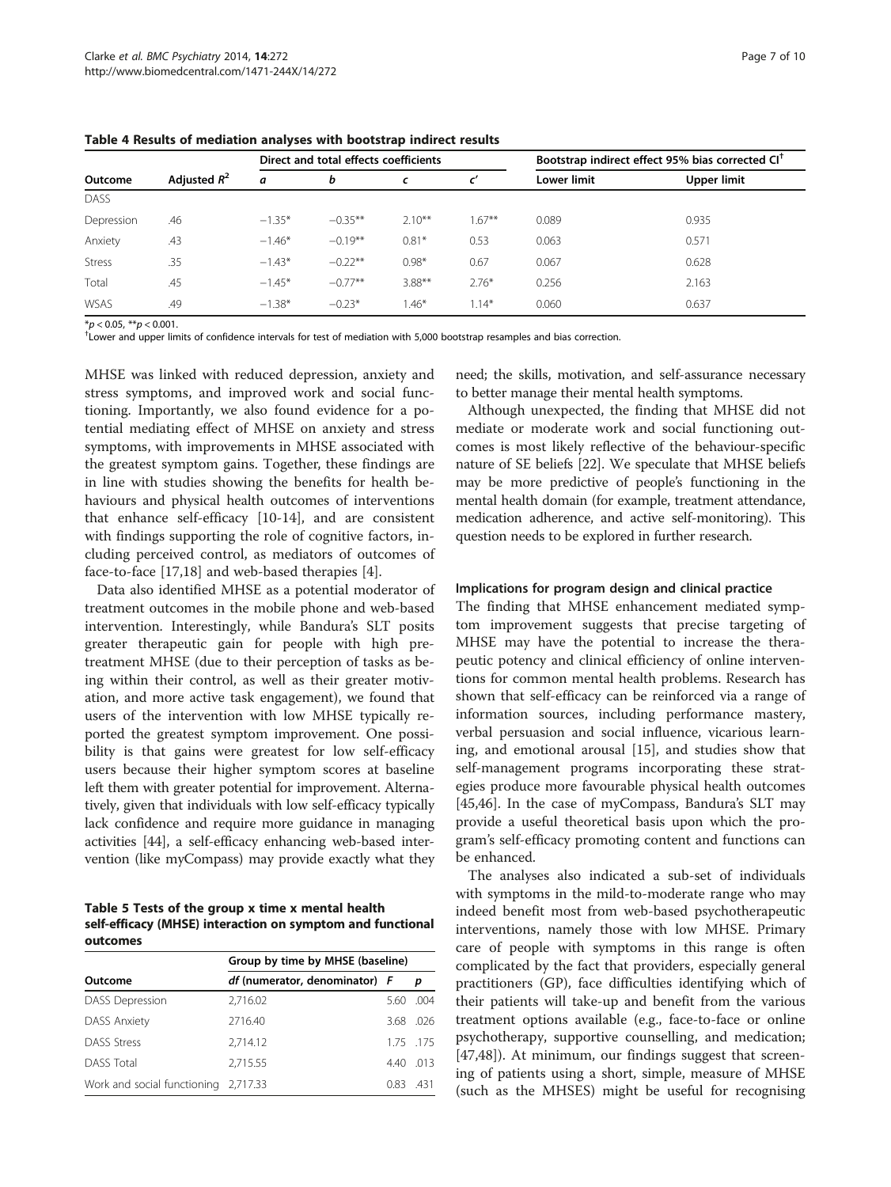**Table 4 Results of mediation analyses with bootstrap indirect results**

| Outcome | Adjusted $R^2$ | Direct and total effects coefficients | | | | Bootstrap indirect effect 95% bias corrected CI[†] | |
|---|---|---|---|---|---|---|---|
| | | *a* | *b* | *c* | *c′* | Lower limit | Upper limit |
| DASS | | | | | | | |
| Depression | .46 | −1.35* | −0.35** | 2.10** | 1.67** | 0.089 | 0.935 |
| Anxiety | .43 | −1.46* | −0.19** | 0.81* | 0.53 | 0.063 | 0.571 |
| Stress | .35 | −1.43* | −0.22** | 0.98* | 0.67 | 0.067 | 0.628 |
| Total | .45 | −1.45* | −0.77** | 3.88** | 2.76* | 0.256 | 2.163 |
| WSAS | .49 | −1.38* | −0.23* | 1.46* | 1.14* | 0.060 | 0.637 |

*$p < 0.05$, **$p < 0.001$.
[†]Lower and upper limits of confidence intervals for test of mediation with 5,000 bootstrap resamples and bias correction.

MHSE was linked with reduced depression, anxiety and stress symptoms, and improved work and social functioning. Importantly, we also found evidence for a potential mediating effect of MHSE on anxiety and stress symptoms, with improvements in MHSE associated with the greatest symptom gains. Together, these findings are in line with studies showing the benefits for health behaviours and physical health outcomes of interventions that enhance self-efficacy [10-14], and are consistent with findings supporting the role of cognitive factors, including perceived control, as mediators of outcomes of face-to-face [17,18] and web-based therapies [4].

Data also identified MHSE as a potential moderator of treatment outcomes in the mobile phone and web-based intervention. Interestingly, while Bandura's SLT posits greater therapeutic gain for people with high pre-treatment MHSE (due to their perception of tasks as being within their control, as well as their greater motivation, and more active task engagement), we found that users of the intervention with low MHSE typically reported the greatest symptom improvement. One possibility is that gains were greatest for low self-efficacy users because their higher symptom scores at baseline left them with greater potential for improvement. Alternatively, given that individuals with low self-efficacy typically lack confidence and require more guidance in managing activities [44], a self-efficacy enhancing web-based intervention (like myCompass) may provide exactly what they need; the skills, motivation, and self-assurance necessary to better manage their mental health symptoms.

Although unexpected, the finding that MHSE did not mediate or moderate work and social functioning outcomes is most likely reflective of the behaviour-specific nature of SE beliefs [22]. We speculate that MHSE beliefs may be more predictive of people's functioning in the mental health domain (for example, treatment attendance, medication adherence, and active self-monitoring). This question needs to be explored in further research.

**Table 5 Tests of the group x time x mental health self-efficacy (MHSE) interaction on symptom and functional outcomes**

| Outcome | Group by time by MHSE (baseline) | | |
|---|---|---|---|
| | *df* (numerator, denominator) | *F* | *p* |
| DASS Depression | 2,716.02 | 5.60 | .004 |
| DASS Anxiety | 2716.40 | 3.68 | .026 |
| DASS Stress | 2,714.12 | 1.75 | .175 |
| DASS Total | 2,715.55 | 4.40 | .013 |
| Work and social functioning | 2,717.33 | 0.83 | .431 |

### Implications for program design and clinical practice

The finding that MHSE enhancement mediated symptom improvement suggests that precise targeting of MHSE may have the potential to increase the therapeutic potency and clinical efficiency of online interventions for common mental health problems. Research has shown that self-efficacy can be reinforced via a range of information sources, including performance mastery, verbal persuasion and social influence, vicarious learning, and emotional arousal [15], and studies show that self-management programs incorporating these strategies produce more favourable physical health outcomes [45,46]. In the case of myCompass, Bandura's SLT may provide a useful theoretical basis upon which the program's self-efficacy promoting content and functions can be enhanced.

The analyses also indicated a sub-set of individuals with symptoms in the mild-to-moderate range who may indeed benefit most from web-based psychotherapeutic interventions, namely those with low MHSE. Primary care of people with symptoms in this range is often complicated by the fact that providers, especially general practitioners (GP), face difficulties identifying which of their patients will take-up and benefit from the various treatment options available (e.g., face-to-face or online psychotherapy, supportive counselling, and medication; [47,48]). At minimum, our findings suggest that screening of patients using a short, simple, measure of MHSE (such as the MHSES) might be useful for recognising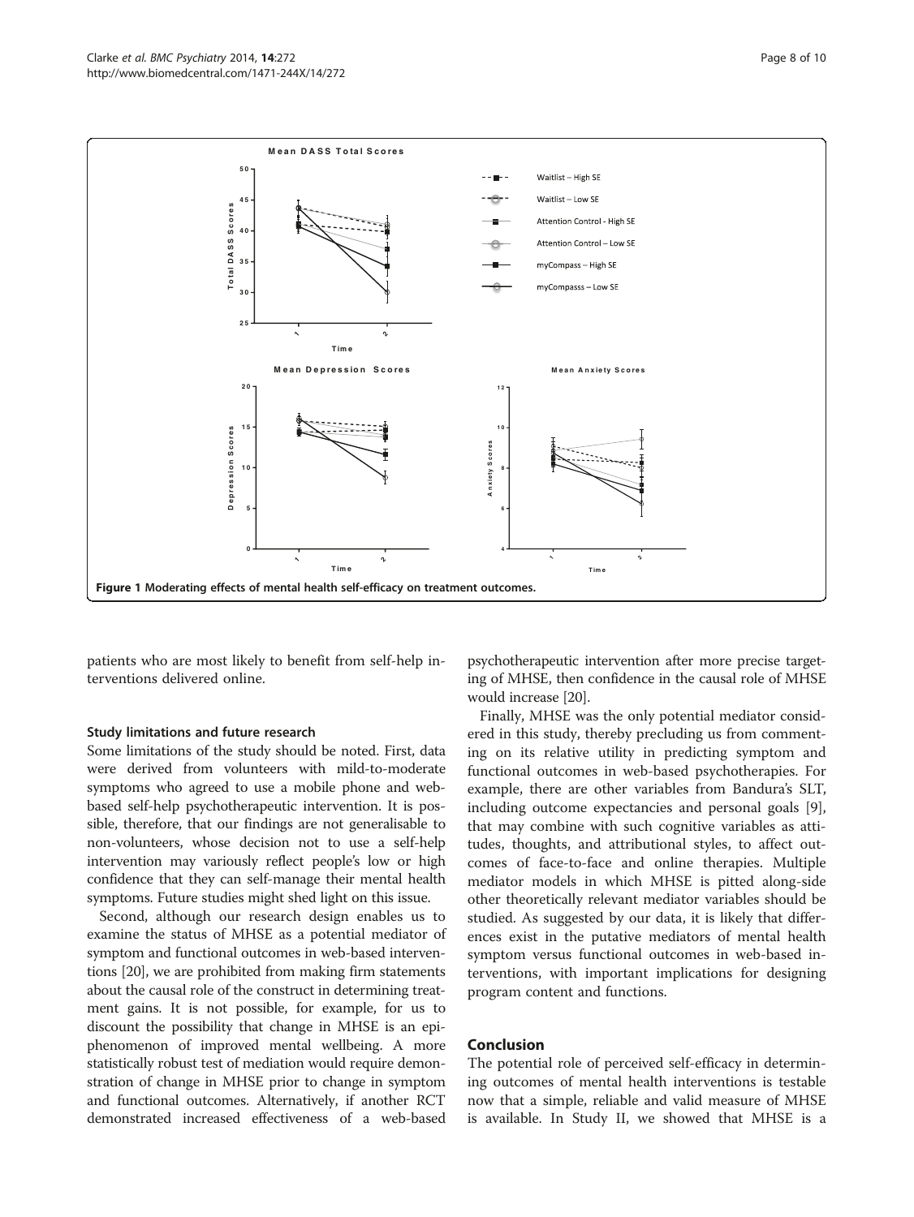Mean DASS Total Scores

Total DASS Scores

50
45
40
35
30
25

1
2
Time

Waitlist – High SE
Waitlist – Low SE
Attention Control - High SE
Attention Control – Low SE
myCompass – High SE
myCompasss – Low SE

Mean Depression Scores

Depression Scores

20
15
10
5
0

1
2
Time

Mean Anxiety Scores

Anxiety Scores

12
10
8
6
4

1
2
Time

**Figure 1 Moderating effects of mental health self-efficacy on treatment outcomes.**

patients who are most likely to benefit from self-help interventions delivered online.

### Study limitations and future research

Some limitations of the study should be noted. First, data were derived from volunteers with mild-to-moderate symptoms who agreed to use a mobile phone and web-based self-help psychotherapeutic intervention. It is possible, therefore, that our findings are not generalisable to non-volunteers, whose decision not to use a self-help intervention may variously reflect people's low or high confidence that they can self-manage their mental health symptoms. Future studies might shed light on this issue.

Second, although our research design enables us to examine the status of MHSE as a potential mediator of symptom and functional outcomes in web-based interventions [20], we are prohibited from making firm statements about the causal role of the construct in determining treatment gains. It is not possible, for example, for us to discount the possibility that change in MHSE is an epiphenomenon of improved mental wellbeing. A more statistically robust test of mediation would require demonstration of change in MHSE prior to change in symptom and functional outcomes. Alternatively, if another RCT demonstrated increased effectiveness of a web-based psychotherapeutic intervention after more precise targeting of MHSE, then confidence in the causal role of MHSE would increase [20].

Finally, MHSE was the only potential mediator considered in this study, thereby precluding us from commenting on its relative utility in predicting symptom and functional outcomes in web-based psychotherapies. For example, there are other variables from Bandura's SLT, including outcome expectancies and personal goals [9], that may combine with such cognitive variables as attitudes, thoughts, and attributional styles, to affect outcomes of face-to-face and online therapies. Multiple mediator models in which MHSE is pitted along-side other theoretically relevant mediator variables should be studied. As suggested by our data, it is likely that differences exist in the putative mediators of mental health symptom versus functional outcomes in web-based interventions, with important implications for designing program content and functions.

## Conclusion

The potential role of perceived self-efficacy in determining outcomes of mental health interventions is testable now that a simple, reliable and valid measure of MHSE is available. In Study II, we showed that MHSE is a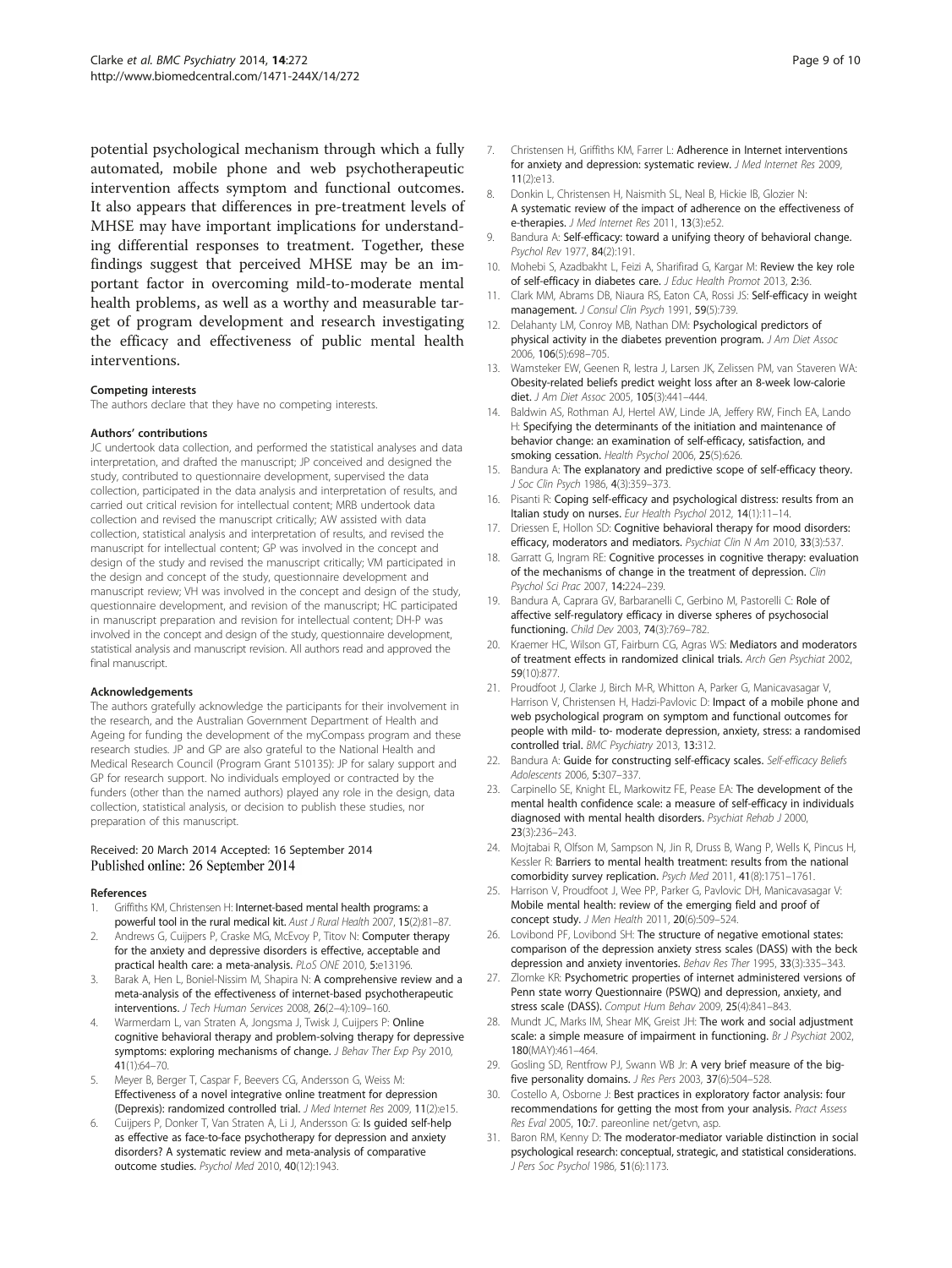potential psychological mechanism through which a fully automated, mobile phone and web psychotherapeutic intervention affects symptom and functional outcomes. It also appears that differences in pre-treatment levels of MHSE may have important implications for understanding differential responses to treatment. Together, these findings suggest that perceived MHSE may be an important factor in overcoming mild-to-moderate mental health problems, as well as a worthy and measurable target of program development and research investigating the efficacy and effectiveness of public mental health interventions.

#### Competing interests

The authors declare that they have no competing interests.

#### Authors' contributions

JC undertook data collection, and performed the statistical analyses and data interpretation, and drafted the manuscript; JP conceived and designed the study, contributed to questionnaire development, supervised the data collection, participated in the data analysis and interpretation of results, and carried out critical revision for intellectual content; MRB undertook data collection and revised the manuscript critically; AW assisted with data collection, statistical analysis and interpretation of results, and revised the manuscript for intellectual content; GP was involved in the concept and design of the study and revised the manuscript critically; VM participated in the design and concept of the study, questionnaire development and manuscript review; VH was involved in the concept and design of the study, questionnaire development, and revision of the manuscript; HC participated in manuscript preparation and revision for intellectual content; DH-P was involved in the concept and design of the study, questionnaire development, statistical analysis and manuscript revision. All authors read and approved the final manuscript.

#### Acknowledgements

The authors gratefully acknowledge the participants for their involvement in the research, and the Australian Government Department of Health and Ageing for funding the development of the myCompass program and these research studies. JP and GP are also grateful to the National Health and Medical Research Council (Program Grant 510135): JP for salary support and GP for research support. No individuals employed or contracted by the funders (other than the named authors) played any role in the design, data collection, statistical analysis, or decision to publish these studies, nor preparation of this manuscript.

Received: 20 March 2014 Accepted: 16 September 2014
Published online: 26 September 2014

#### References

1. Griffiths KM, Christensen H: **Internet-based mental health programs: a powerful tool in the rural medical kit.** *Aust J Rural Health* 2007, **15**(2):81–87.
2. Andrews G, Cuijpers P, Craske MG, McEvoy P, Titov N: **Computer therapy for the anxiety and depressive disorders is effective, acceptable and practical health care: a meta-analysis.** *PLoS ONE* 2010, **5**:e13196.
3. Barak A, Hen L, Boniel-Nissim M, Shapira N: **A comprehensive review and a meta-analysis of the effectiveness of internet-based psychotherapeutic interventions.** *J Tech Human Services* 2008, **26**(2–4):109–160.
4. Warmerdam L, van Straten A, Jongsma J, Twisk J, Cuijpers P: **Online cognitive behavioral therapy and problem-solving therapy for depressive symptoms: exploring mechanisms of change.** *J Behav Ther Exp Psy* 2010, **41**(1):64–70.
5. Meyer B, Berger T, Caspar F, Beevers CG, Andersson G, Weiss M: **Effectiveness of a novel integrative online treatment for depression (Deprexis): randomized controlled trial.** *J Med Internet Res* 2009, **11**(2):e15.
6. Cuijpers P, Donker T, Van Straten A, Li J, Andersson G: **Is guided self-help as effective as face-to-face psychotherapy for depression and anxiety disorders? A systematic review and meta-analysis of comparative outcome studies.** *Psychol Med* 2010, **40**(12):1943.
7. Christensen H, Griffiths KM, Farrer L: **Adherence in Internet interventions for anxiety and depression: systematic review.** *J Med Internet Res* 2009, **11**(2):e13.
8. Donkin L, Christensen H, Naismith SL, Neal B, Hickie IB, Glozier N: **A systematic review of the impact of adherence on the effectiveness of e-therapies.** *J Med Internet Res* 2011, **13**(3):e52.
9. Bandura A: **Self-efficacy: toward a unifying theory of behavioral change.** *Psychol Rev* 1977, **84**(2):191.
10. Mohebi S, Azadbakht L, Feizi A, Sharifirad G, Kargar M: **Review the key role of self-efficacy in diabetes care.** *J Educ Health Promot* 2013, **2**:36.
11. Clark MM, Abrams DB, Niaura RS, Eaton CA, Rossi JS: **Self-efficacy in weight management.** *J Consul Clin Psych* 1991, **59**(5):739.
12. Delahanty LM, Conroy MB, Nathan DM: **Psychological predictors of physical activity in the diabetes prevention program.** *J Am Diet Assoc* 2006, **106**(5):698–705.
13. Wamsteker EW, Geenen R, Iestra J, Larsen JK, Zelissen PM, van Staveren WA: **Obesity-related beliefs predict weight loss after an 8-week low-calorie diet.** *J Am Diet Assoc* 2005, **105**(3):441–444.
14. Baldwin AS, Rothman AJ, Hertel AW, Linde JA, Jeffery RW, Finch EA, Lando H: **Specifying the determinants of the initiation and maintenance of behavior change: an examination of self-efficacy, satisfaction, and smoking cessation.** *Health Psychol* 2006, **25**(5):626.
15. Bandura A: **The explanatory and predictive scope of self-efficacy theory.** *J Soc Clin Psych* 1986, **4**(3):359–373.
16. Pisanti R: **Coping self-efficacy and psychological distress: results from an Italian study on nurses.** *Eur Health Psychol* 2012, **14**(1):11–14.
17. Driessen E, Hollon SD: **Cognitive behavioral therapy for mood disorders: efficacy, moderators and mediators.** *Psychiat Clin N Am* 2010, **33**(3):537.
18. Garratt G, Ingram RE: **Cognitive processes in cognitive therapy: evaluation of the mechanisms of change in the treatment of depression.** *Clin Psychol Sci Prac* 2007, **14**:224–239.
19. Bandura A, Caprara GV, Barbaranelli C, Gerbino M, Pastorelli C: **Role of affective self-regulatory efficacy in diverse spheres of psychosocial functioning.** *Child Dev* 2003, **74**(3):769–782.
20. Kraemer HC, Wilson GT, Fairburn CG, Agras WS: **Mediators and moderators of treatment effects in randomized clinical trials.** *Arch Gen Psychiat* 2002, **59**(10):877.
21. Proudfoot J, Clarke J, Birch M-R, Whitton A, Parker G, Manicavasagar V, Harrison V, Christensen H, Hadzi-Pavlovic D: **Impact of a mobile phone and web psychological program on symptom and functional outcomes for people with mild- to- moderate depression, anxiety, stress: a randomised controlled trial.** *BMC Psychiatry* 2013, **13**:312.
22. Bandura A: **Guide for constructing self-efficacy scales.** *Self-efficacy Beliefs Adolescents* 2006, **5**:307–337.
23. Carpinello SE, Knight EL, Markowitz FE, Pease EA: **The development of the mental health confidence scale: a measure of self-efficacy in individuals diagnosed with mental health disorders.** *Psychiat Rehab J* 2000, **23**(3):236–243.
24. Mojtabai R, Olfson M, Sampson N, Jin R, Druss B, Wang P, Wells K, Pincus H, Kessler R: **Barriers to mental health treatment: results from the national comorbidity survey replication.** *Psych Med* 2011, **41**(8):1751–1761.
25. Harrison V, Proudfoot J, Wee PP, Parker G, Pavlovic DH, Manicavasagar V: **Mobile mental health: review of the emerging field and proof of concept study.** *J Men Health* 2011, **20**(6):509–524.
26. Lovibond PF, Lovibond SH: **The structure of negative emotional states: comparison of the depression anxiety stress scales (DASS) with the beck depression and anxiety inventories.** *Behav Res Ther* 1995, **33**(3):335–343.
27. Zlomke KR: **Psychometric properties of internet administered versions of Penn state worry Questionnaire (PSWQ) and depression, anxiety, and stress scale (DASS).** *Comput Hum Behav* 2009, **25**(4):841–843.
28. Mundt JC, Marks IM, Shear MK, Greist JH: **The work and social adjustment scale: a simple measure of impairment in functioning.** *Br J Psychiat* 2002, **180**(MAY):461–464.
29. Gosling SD, Rentfrow PJ, Swann WB Jr: **A very brief measure of the big-five personality domains.** *J Res Pers* 2003, **37**(6):504–528.
30. Costello A, Osborne J: **Best practices in exploratory factor analysis: four recommendations for getting the most from your analysis.** *Pract Assess Res Eval* 2005, **10**:7. pareonline net/getvn, asp.
31. Baron RM, Kenny D: **The moderator-mediator variable distinction in social psychological research: conceptual, strategic, and statistical considerations.** *J Pers Soc Psychol* 1986, **51**(6):1173.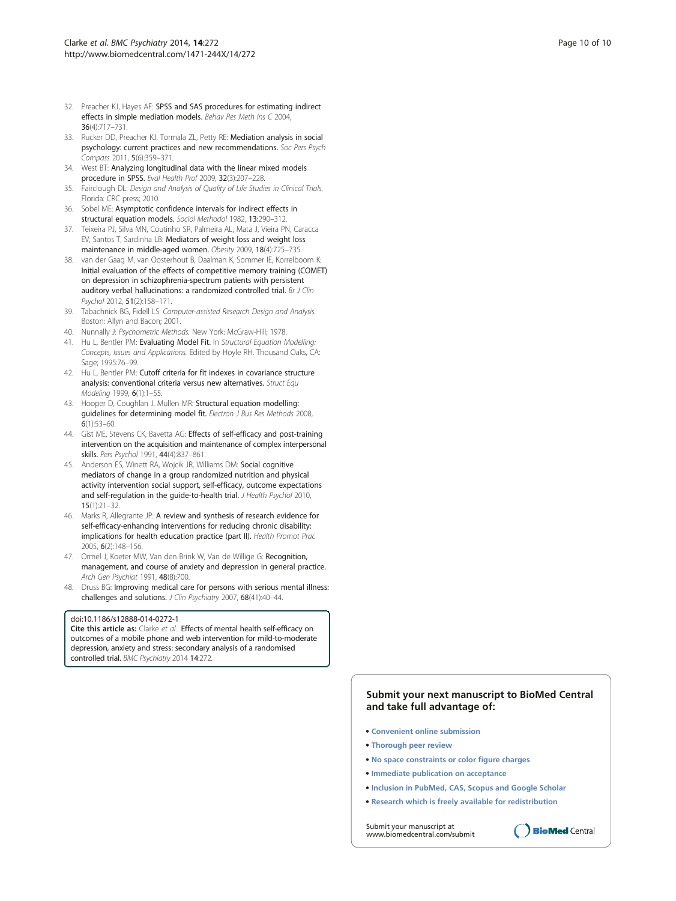32. Preacher KJ, Hayes AF: **SPSS and SAS procedures for estimating indirect effects in simple mediation models.** *Behav Res Meth Ins C* 2004, **36**(4):717–731.
33. Rucker DD, Preacher KJ, Tormala ZL, Petty RE: **Mediation analysis in social psychology: current practices and new recommendations.** *Soc Pers Psych Compass* 2011, **5**(6):359–371.
34. West BT: **Analyzing longitudinal data with the linear mixed models procedure in SPSS.** *Eval Health Prof* 2009, **32**(3):207–228.
35. Fairclough DL: *Design and Analysis of Quality of Life Studies in Clinical Trials.* Florida: CRC press; 2010.
36. Sobel ME: **Asymptotic confidence intervals for indirect effects in structural equation models.** *Sociol Methodol* 1982, **13**:290–312.
37. Teixeira PJ, Silva MN, Coutinho SR, Palmeira AL, Mata J, Vieira PN, Caracca EV, Santos T, Sardinha LB: **Mediators of weight loss and weight loss maintenance in middle-aged women.** *Obesity* 2009, **18**(4):725–735.
38. van der Gaag M, van Oosterhout B, Daalman K, Sommer IE, Korrelboom K: **Initial evaluation of the effects of competitive memory training (COMET) on depression in schizophrenia-spectrum patients with persistent auditory verbal hallucinations: a randomized controlled trial.** *Br J Clin Psychol* 2012, **51**(2):158–171.
39. Tabachnick BG, Fidell LS: *Computer-assisted Research Design and Analysis.* Boston: Allyn and Bacon; 2001.
40. Nunnally J: *Psychometric Methods.* New York: McGraw-Hill; 1978.
41. Hu L, Bentler PM: **Evaluating Model Fit.** In *Structural Equation Modelling: Concepts, Issues and Applications.* Edited by Hoyle RH. Thousand Oaks, CA: Sage; 1995:76–99.
42. Hu L, Bentler PM: **Cutoff criteria for fit indexes in covariance structure analysis: conventional criteria versus new alternatives.** *Struct Equ Modeling* 1999, **6**(1):1–55.
43. Hooper D, Coughlan J, Mullen MR: **Structural equation modelling: guidelines for determining model fit.** *Electron J Bus Res Methods* 2008, **6**(1):53–60.
44. Gist ME, Stevens CK, Bavetta AG: **Effects of self-efficacy and post-training intervention on the acquisition and maintenance of complex interpersonal skills.** *Pers Psychol* 1991, **44**(4):837–861.
45. Anderson ES, Winett RA, Wojcik JR, Williams DM: **Social cognitive mediators of change in a group randomized nutrition and physical activity intervention social support, self-efficacy, outcome expectations and self-regulation in the guide-to-health trial.** *J Health Psychol* 2010, **15**(1):21–32.
46. Marks R, Allegrante JP: **A review and synthesis of research evidence for self-efficacy-enhancing interventions for reducing chronic disability: implications for health education practice (part II).** *Health Promot Prac* 2005, **6**(2):148–156.
47. Ormel J, Koeter MW, Van den Brink W, Van de Willige G: **Recognition, management, and course of anxiety and depression in general practice.** *Arch Gen Psychiat* 1991, **48**(8):700.
48. Druss BG: **Improving medical care for persons with serious mental illness: challenges and solutions.** *J Clin Psychiatry* 2007, **68**(41):40–44.

doi:10.1186/s12888-014-0272-1

**Cite this article as:** Clarke *et al.*: Effects of mental health self-efficacy on outcomes of a mobile phone and web intervention for mild-to-moderate depression, anxiety and stress: secondary analysis of a randomised controlled trial. *BMC Psychiatry* 2014 **14**:272.

**Submit your next manuscript to BioMed Central and take full advantage of:**

- **Convenient online submission**
- **Thorough peer review**
- **No space constraints or color figure charges**
- **Immediate publication on acceptance**
- **Inclusion in PubMed, CAS, Scopus and Google Scholar**
- **Research which is freely available for redistribution**

Submit your manuscript at
www.biomedcentral.com/submit

BioMed Central